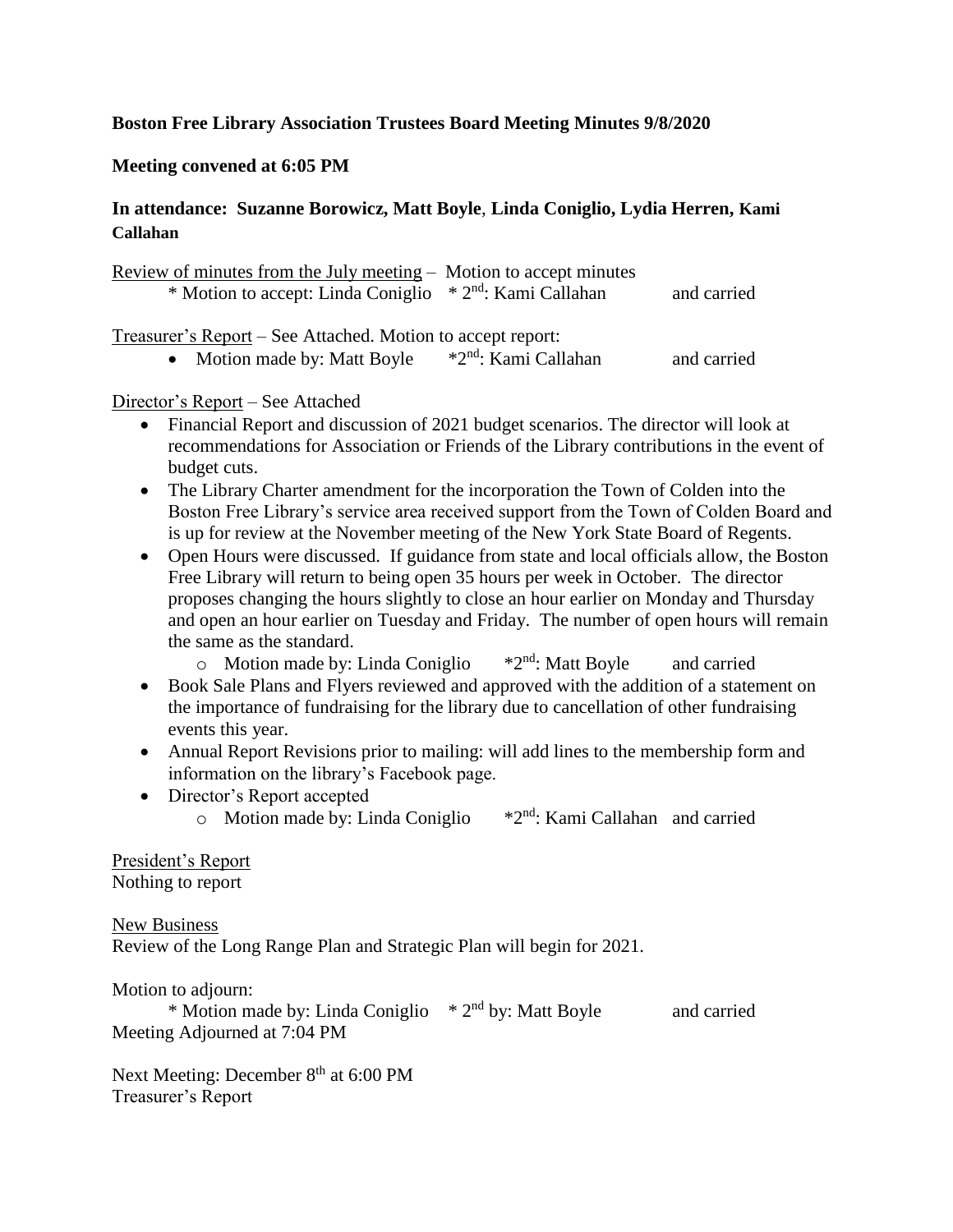**Boston Free Library Association Trustees Board Meeting Minutes 9/8/2020**

**Meeting convened at 6:05 PM**

**In attendance: Suzanne Borowicz, Matt Boyle, Linda Coniglio, Lydia Herren, Kami Callahan**

Review of minutes from the July meeting – Motion to accept minutes

   * Motion to accept: Linda Coniglio   * 2nd: Kami Callahan   and carried

Treasurer's Report – See Attached. Motion to accept report:

- Motion made by: Matt Boyle   *2nd: Kami Callahan   and carried

Director's Report – See Attached

- Financial Report and discussion of 2021 budget scenarios. The director will look at recommendations for Association or Friends of the Library contributions in the event of budget cuts.
- The Library Charter amendment for the incorporation the Town of Colden into the Boston Free Library's service area received support from the Town of Colden Board and is up for review at the November meeting of the New York State Board of Regents.
- Open Hours were discussed. If guidance from state and local officials allow, the Boston Free Library will return to being open 35 hours per week in October. The director proposes changing the hours slightly to close an hour earlier on Monday and Thursday and open an hour earlier on Tuesday and Friday. The number of open hours will remain the same as the standard.
  - Motion made by: Linda Coniglio   *2nd: Matt Boyle   and carried
- Book Sale Plans and Flyers reviewed and approved with the addition of a statement on the importance of fundraising for the library due to cancellation of other fundraising events this year.
- Annual Report Revisions prior to mailing: will add lines to the membership form and information on the library's Facebook page.
- Director's Report accepted
  - Motion made by: Linda Coniglio   *2nd: Kami Callahan   and carried

President's Report

Nothing to report

New Business

Review of the Long Range Plan and Strategic Plan will begin for 2021.

Motion to adjourn:

   * Motion made by: Linda Coniglio   * 2nd by: Matt Boyle   and carried

Meeting Adjourned at 7:04 PM

Next Meeting: December 8th at 6:00 PM

Treasurer's Report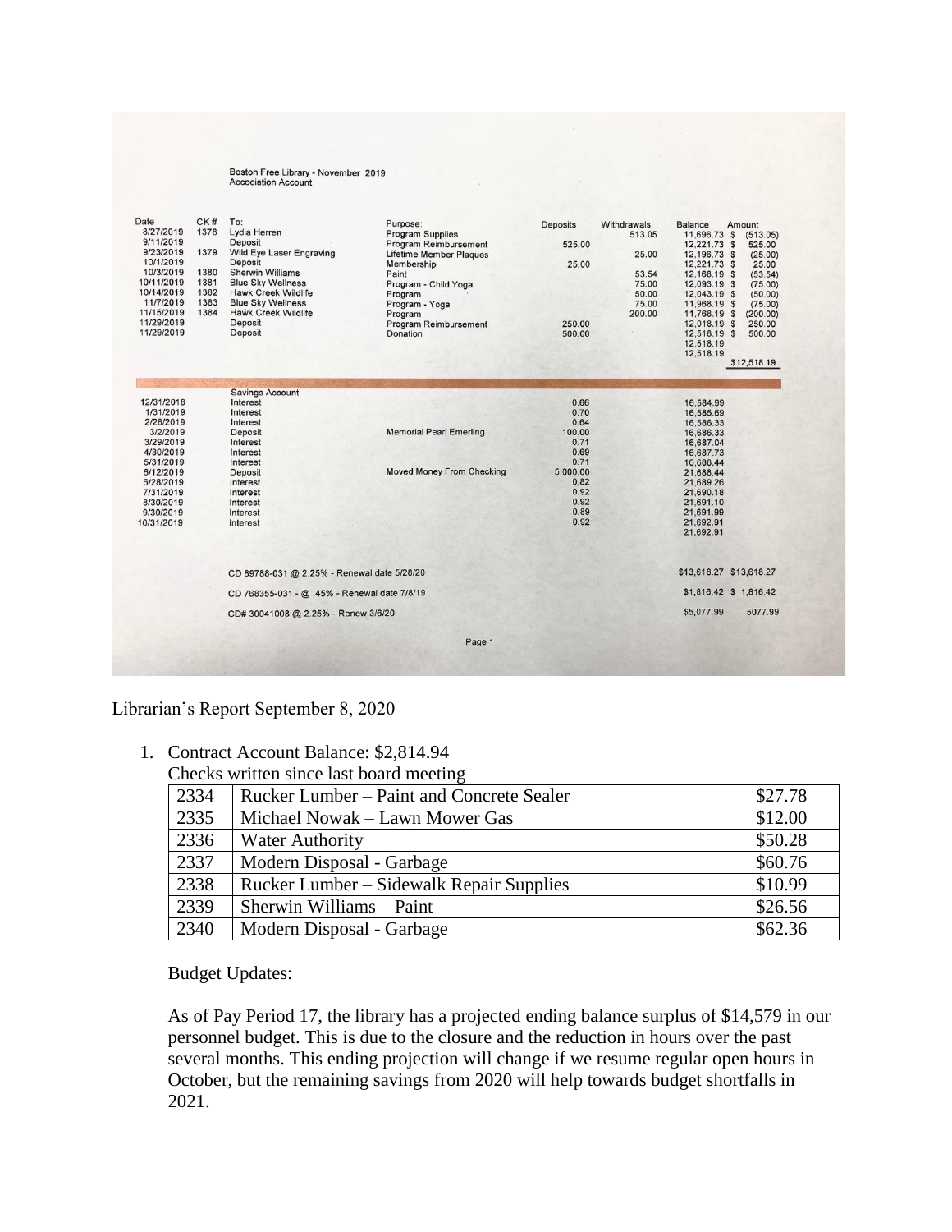Boston Free Library - November 2019
Accociation Account

| Date | CK# | To: | Purpose: | Deposits | Withdrawals | Balance | Amount |
|---|---|---|---|---|---|---|---|
| 8/27/2019 | 1378 | Lydia Herren | Program Supplies | | 513.05 | 11,696.73 | $ (513.05) |
| 9/11/2019 | | Deposit | Program Reimbursement | 525.00 | | 12,221.73 | $ 525.00 |
| 9/23/2019 | 1379 | Wild Eye Laser Engraving | Lifetime Member Plaques | | 25.00 | 12,196.73 | $ (25.00) |
| 10/1/2019 | | Deposit | Membership | 25.00 | | 12,221.73 | $ 25.00 |
| 10/3/2019 | 1380 | Sherwin Williams | Paint | | 53.54 | 12,168.19 | $ (53.54) |
| 10/11/2019 | 1381 | Blue Sky Wellness | Program - Child Yoga | | 75.00 | 12,093.19 | $ (75.00) |
| 10/14/2019 | 1382 | Hawk Creek Wildlife | Program | | 50.00 | 12,043.19 | $ (50.00) |
| 11/7/2019 | 1383 | Blue Sky Wellness | Program - Yoga | | 75.00 | 11,968.19 | $ (75.00) |
| 11/15/2019 | 1384 | Hawk Creek Wildlife | Program | | 200.00 | 11,768.19 | $ (200.00) |
| 11/29/2019 | | Deposit | Program Reimbursement | 250.00 | | 12,018.19 | $ 250.00 |
| 11/29/2019 | | Deposit | Donation | 500.00 | | 12,518.19 | $ 500.00 |
| | | | | | | 12,518.19 | |
| | | | | | | 12,518.19 | |
| | | | | | | | $12,518.19 |

| Date | | Savings Account | | Deposits | Withdrawals | Balance | |
|---|---|---|---|---|---|---|---|
| 12/31/2018 | | Interest | | 0.66 | | 16,584.99 | |
| 1/31/2019 | | Interest | | 0.70 | | 16,585.69 | |
| 2/28/2019 | | Interest | | 0.64 | | 16,586.33 | |
| 3/2/2019 | | Deposit | Memorial Pearl Emerling | 100.00 | | 16,686.33 | |
| 3/29/2019 | | Interest | | 0.71 | | 16,687.04 | |
| 4/30/2019 | | Interest | | 0.69 | | 16,687.73 | |
| 5/31/2019 | | Interest | | 0.71 | | 16,688.44 | |
| 6/12/2019 | | Deposit | Moved Money From Checking | 5,000.00 | | 21,688.44 | |
| 6/28/2019 | | Interest | | 0.82 | | 21,689.26 | |
| 7/31/2019 | | Interest | | 0.92 | | 21,690.18 | |
| 8/30/2019 | | Interest | | 0.92 | | 21,691.10 | |
| 9/30/2019 | | Interest | | 0.89 | | 21,691.99 | |
| 10/31/2019 | | Interest | | 0.92 | | 21,692.91 | |
| | | | | | | 21,692.91 | |

| | | |
|---|---|---|
| CD 89788-031 @ 2.25% - Renewal date 5/28/20 | $13,618.27 | $13,618.27 |
| CD 768355-031 - @ .45% - Renewal date 7/8/19 | $1,816.42 | $ 1,816.42 |
| CD# 30041008 @ 2.25% - Renew 3/6/20 | $5,077.99 | 5077.99 |

Librarian's Report September 8, 2020

1. Contract Account Balance: $2,814.94

   Checks written since last board meeting

| | | |
|---|---|---|
| 2334 | Rucker Lumber – Paint and Concrete Sealer | $27.78 |
| 2335 | Michael Nowak – Lawn Mower Gas | $12.00 |
| 2336 | Water Authority | $50.28 |
| 2337 | Modern Disposal - Garbage | $60.76 |
| 2338 | Rucker Lumber – Sidewalk Repair Supplies | $10.99 |
| 2339 | Sherwin Williams – Paint | $26.56 |
| 2340 | Modern Disposal - Garbage | $62.36 |

   Budget Updates:

   As of Pay Period 17, the library has a projected ending balance surplus of $14,579 in our personnel budget. This is due to the closure and the reduction in hours over the past several months. This ending projection will change if we resume regular open hours in October, but the remaining savings from 2020 will help towards budget shortfalls in 2021.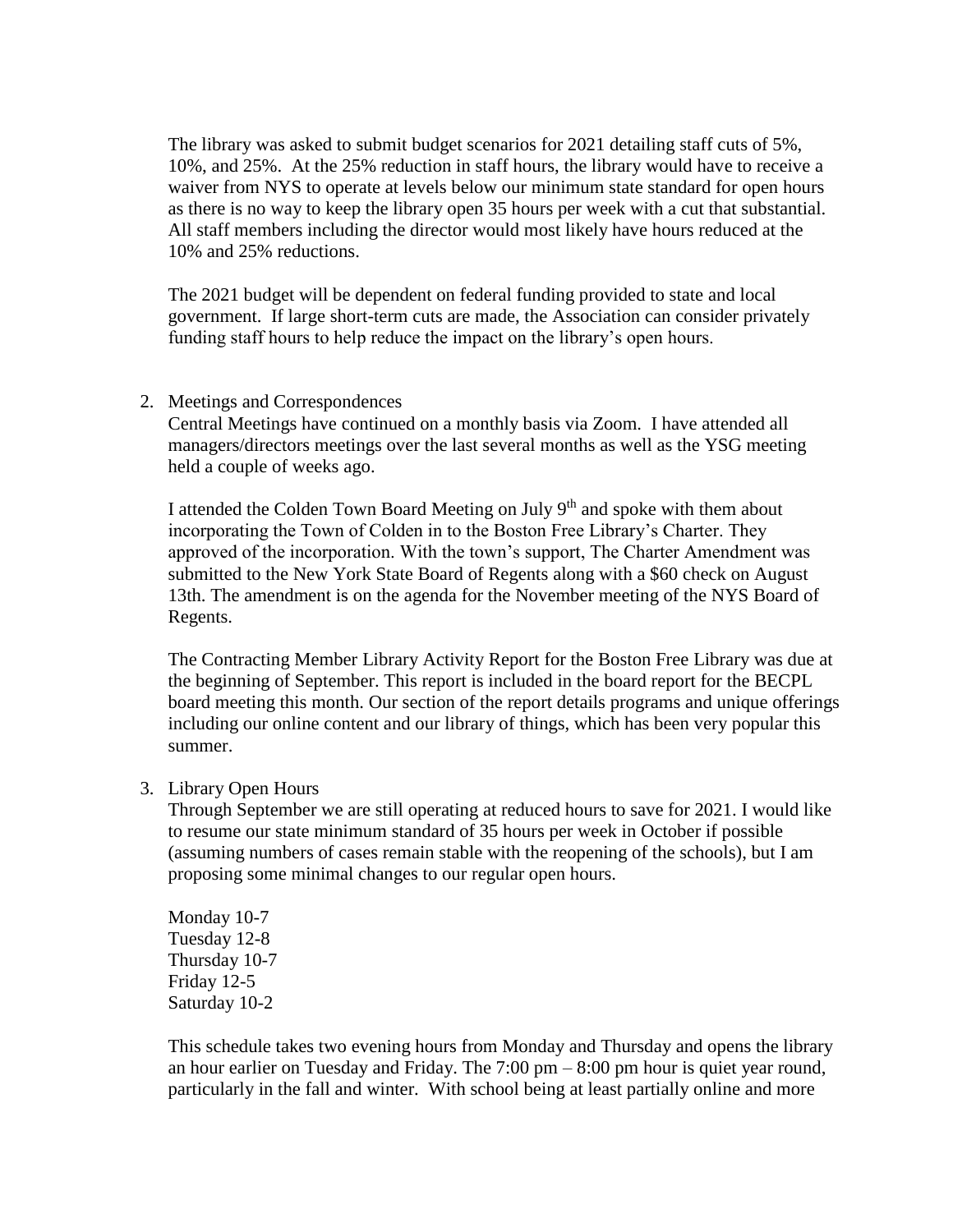The library was asked to submit budget scenarios for 2021 detailing staff cuts of 5%, 10%, and 25%. At the 25% reduction in staff hours, the library would have to receive a waiver from NYS to operate at levels below our minimum state standard for open hours as there is no way to keep the library open 35 hours per week with a cut that substantial. All staff members including the director would most likely have hours reduced at the 10% and 25% reductions.

The 2021 budget will be dependent on federal funding provided to state and local government. If large short-term cuts are made, the Association can consider privately funding staff hours to help reduce the impact on the library's open hours.

2. Meetings and Correspondences

   Central Meetings have continued on a monthly basis via Zoom. I have attended all managers/directors meetings over the last several months as well as the YSG meeting held a couple of weeks ago.

   I attended the Colden Town Board Meeting on July 9th and spoke with them about incorporating the Town of Colden in to the Boston Free Library's Charter. They approved of the incorporation. With the town's support, The Charter Amendment was submitted to the New York State Board of Regents along with a $60 check on August 13th. The amendment is on the agenda for the November meeting of the NYS Board of Regents.

   The Contracting Member Library Activity Report for the Boston Free Library was due at the beginning of September. This report is included in the board report for the BECPL board meeting this month. Our section of the report details programs and unique offerings including our online content and our library of things, which has been very popular this summer.

3. Library Open Hours

   Through September we are still operating at reduced hours to save for 2021. I would like to resume our state minimum standard of 35 hours per week in October if possible (assuming numbers of cases remain stable with the reopening of the schools), but I am proposing some minimal changes to our regular open hours.

   Monday 10-7
   Tuesday 12-8
   Thursday 10-7
   Friday 12-5
   Saturday 10-2

   This schedule takes two evening hours from Monday and Thursday and opens the library an hour earlier on Tuesday and Friday. The 7:00 pm – 8:00 pm hour is quiet year round, particularly in the fall and winter. With school being at least partially online and more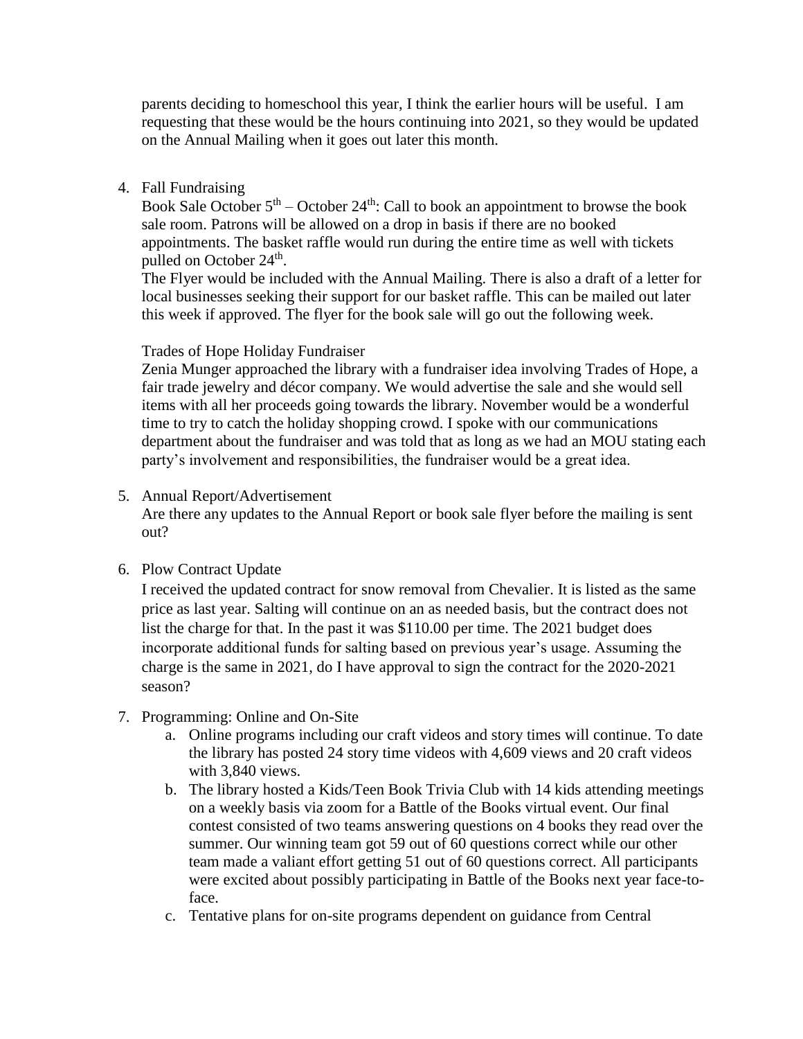parents deciding to homeschool this year, I think the earlier hours will be useful. I am requesting that these would be the hours continuing into 2021, so they would be updated on the Annual Mailing when it goes out later this month.

4. Fall Fundraising

   Book Sale October 5th – October 24th: Call to book an appointment to browse the book sale room. Patrons will be allowed on a drop in basis if there are no booked appointments. The basket raffle would run during the entire time as well with tickets pulled on October 24th.

   The Flyer would be included with the Annual Mailing. There is also a draft of a letter for local businesses seeking their support for our basket raffle. This can be mailed out later this week if approved. The flyer for the book sale will go out the following week.

   Trades of Hope Holiday Fundraiser

   Zenia Munger approached the library with a fundraiser idea involving Trades of Hope, a fair trade jewelry and décor company. We would advertise the sale and she would sell items with all her proceeds going towards the library. November would be a wonderful time to try to catch the holiday shopping crowd. I spoke with our communications department about the fundraiser and was told that as long as we had an MOU stating each party's involvement and responsibilities, the fundraiser would be a great idea.

5. Annual Report/Advertisement

   Are there any updates to the Annual Report or book sale flyer before the mailing is sent out?

6. Plow Contract Update

   I received the updated contract for snow removal from Chevalier. It is listed as the same price as last year. Salting will continue on an as needed basis, but the contract does not list the charge for that. In the past it was $110.00 per time. The 2021 budget does incorporate additional funds for salting based on previous year's usage. Assuming the charge is the same in 2021, do I have approval to sign the contract for the 2020-2021 season?

7. Programming: Online and On-Site
   a. Online programs including our craft videos and story times will continue. To date the library has posted 24 story time videos with 4,609 views and 20 craft videos with 3,840 views.
   b. The library hosted a Kids/Teen Book Trivia Club with 14 kids attending meetings on a weekly basis via zoom for a Battle of the Books virtual event. Our final contest consisted of two teams answering questions on 4 books they read over the summer. Our winning team got 59 out of 60 questions correct while our other team made a valiant effort getting 51 out of 60 questions correct. All participants were excited about possibly participating in Battle of the Books next year face-to-face.
   c. Tentative plans for on-site programs dependent on guidance from Central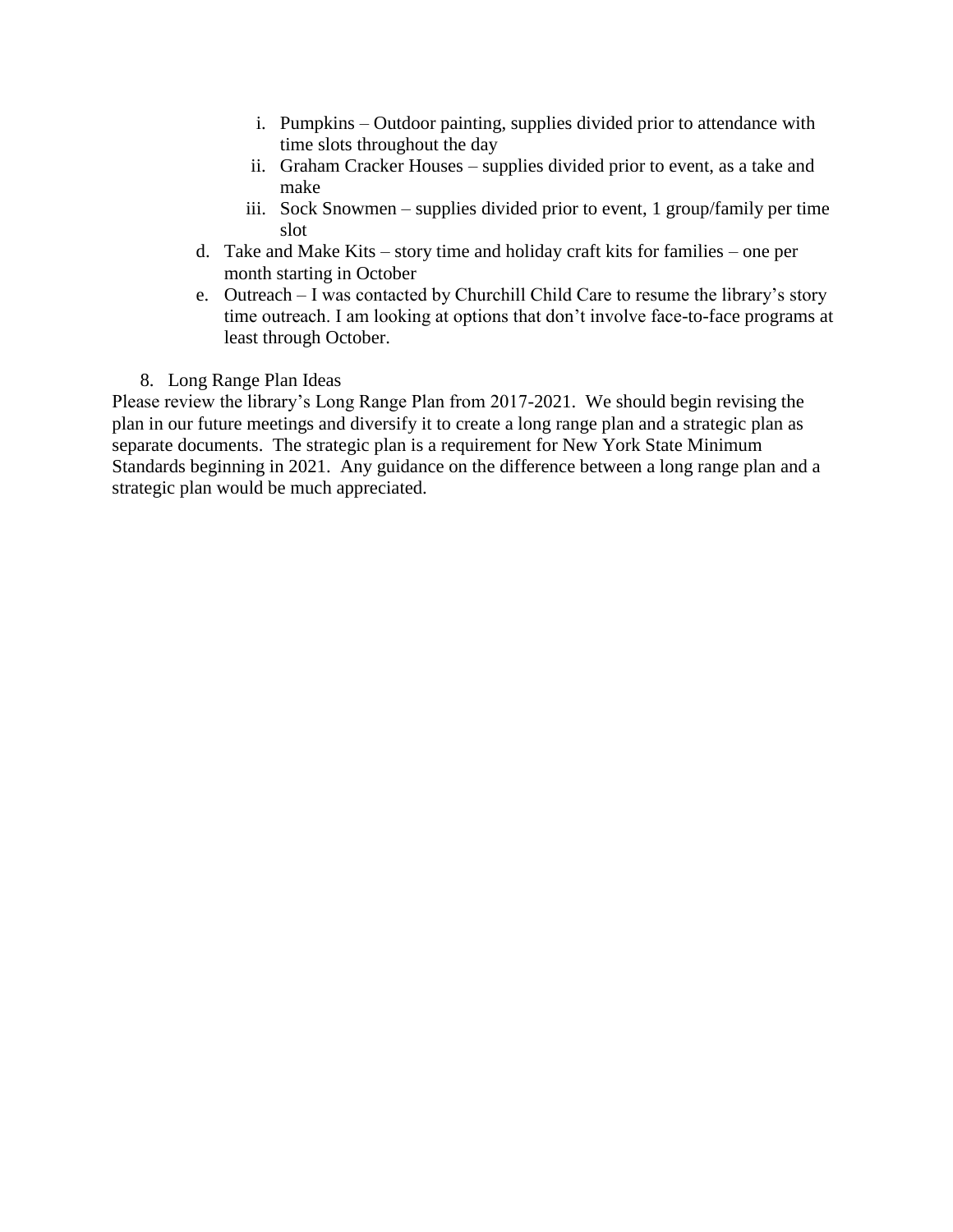i. Pumpkins – Outdoor painting, supplies divided prior to attendance with time slots throughout the day
   ii. Graham Cracker Houses – supplies divided prior to event, as a take and make
   iii. Sock Snowmen – supplies divided prior to event, 1 group/family per time slot

d. Take and Make Kits – story time and holiday craft kits for families – one per month starting in October

e. Outreach – I was contacted by Churchill Child Care to resume the library's story time outreach. I am looking at options that don't involve face-to-face programs at least through October.

8. Long Range Plan Ideas

Please review the library's Long Range Plan from 2017-2021. We should begin revising the plan in our future meetings and diversify it to create a long range plan and a strategic plan as separate documents. The strategic plan is a requirement for New York State Minimum Standards beginning in 2021. Any guidance on the difference between a long range plan and a strategic plan would be much appreciated.